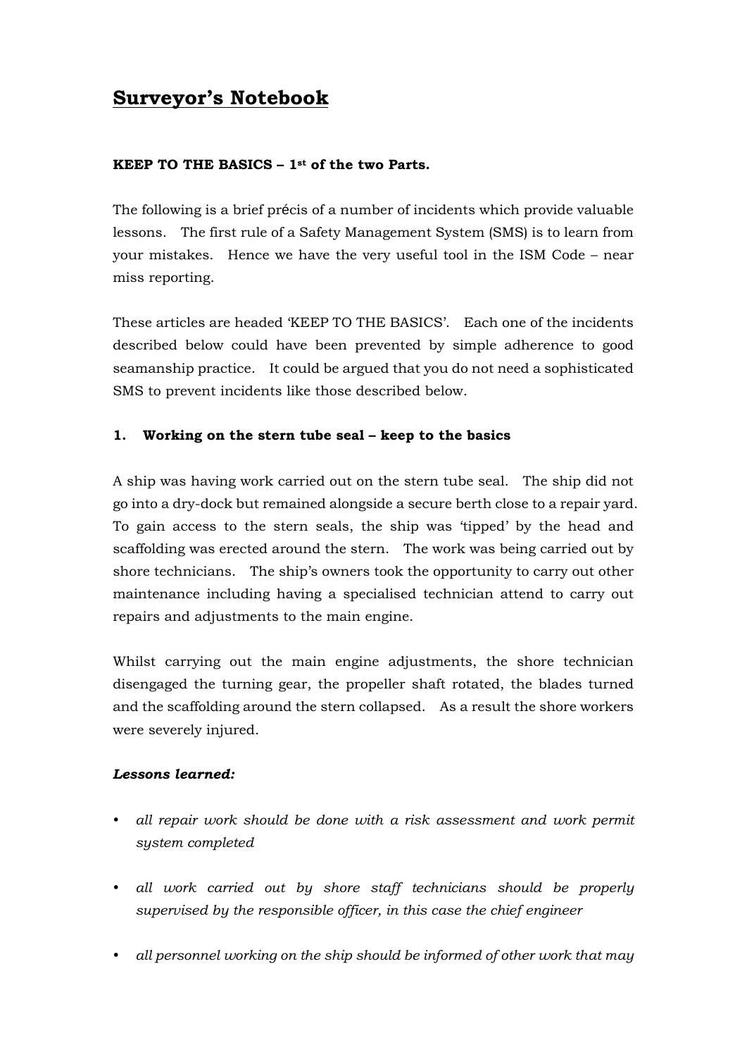# Surveyor's Notebook

**KEEP TO THE BASICS – 1st of the two Parts.**

The following is a brief précis of a number of incidents which provide valuable lessons. The first rule of a Safety Management System (SMS) is to learn from your mistakes. Hence we have the very useful tool in the ISM Code – near miss reporting.

These articles are headed 'KEEP TO THE BASICS'. Each one of the incidents described below could have been prevented by simple adherence to good seamanship practice. It could be argued that you do not need a sophisticated SMS to prevent incidents like those described below.

## 1. Working on the stern tube seal – keep to the basics

A ship was having work carried out on the stern tube seal. The ship did not go into a dry-dock but remained alongside a secure berth close to a repair yard. To gain access to the stern seals, the ship was 'tipped' by the head and scaffolding was erected around the stern. The work was being carried out by shore technicians. The ship's owners took the opportunity to carry out other maintenance including having a specialised technician attend to carry out repairs and adjustments to the main engine.

Whilst carrying out the main engine adjustments, the shore technician disengaged the turning gear, the propeller shaft rotated, the blades turned and the scaffolding around the stern collapsed. As a result the shore workers were severely injured.

***Lessons learned:***

- *all repair work should be done with a risk assessment and work permit system completed*
- *all work carried out by shore staff technicians should be properly supervised by the responsible officer, in this case the chief engineer*
- *all personnel working on the ship should be informed of other work that may*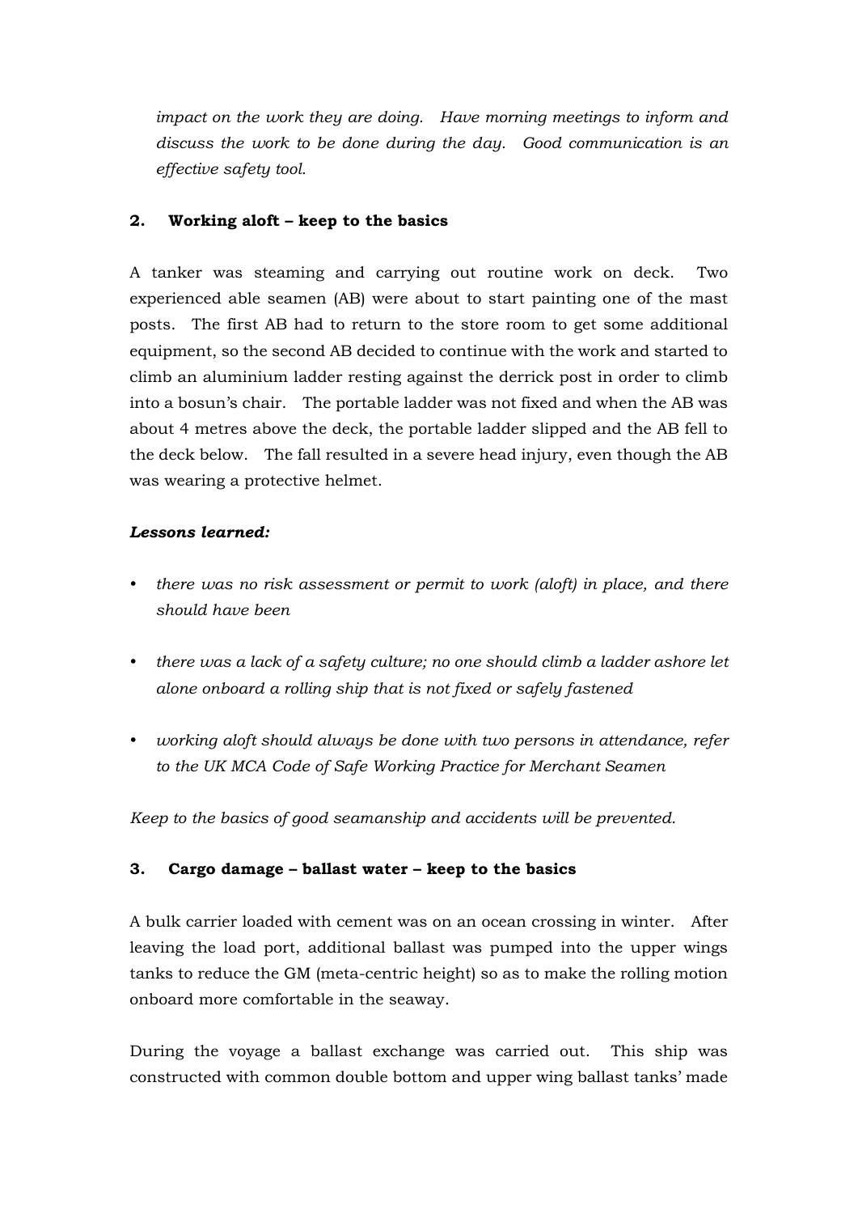*impact on the work they are doing. Have morning meetings to inform and discuss the work to be done during the day. Good communication is an effective safety tool.*

**2. Working aloft – keep to the basics**

A tanker was steaming and carrying out routine work on deck. Two experienced able seamen (AB) were about to start painting one of the mast posts. The first AB had to return to the store room to get some additional equipment, so the second AB decided to continue with the work and started to climb an aluminium ladder resting against the derrick post in order to climb into a bosun's chair. The portable ladder was not fixed and when the AB was about 4 metres above the deck, the portable ladder slipped and the AB fell to the deck below. The fall resulted in a severe head injury, even though the AB was wearing a protective helmet.

***Lessons learned:***

- *there was no risk assessment or permit to work (aloft) in place, and there should have been*
- *there was a lack of a safety culture; no one should climb a ladder ashore let alone onboard a rolling ship that is not fixed or safely fastened*
- *working aloft should always be done with two persons in attendance, refer to the UK MCA Code of Safe Working Practice for Merchant Seamen*

*Keep to the basics of good seamanship and accidents will be prevented.*

**3. Cargo damage – ballast water – keep to the basics**

A bulk carrier loaded with cement was on an ocean crossing in winter. After leaving the load port, additional ballast was pumped into the upper wings tanks to reduce the GM (meta-centric height) so as to make the rolling motion onboard more comfortable in the seaway.

During the voyage a ballast exchange was carried out. This ship was constructed with common double bottom and upper wing ballast tanks' made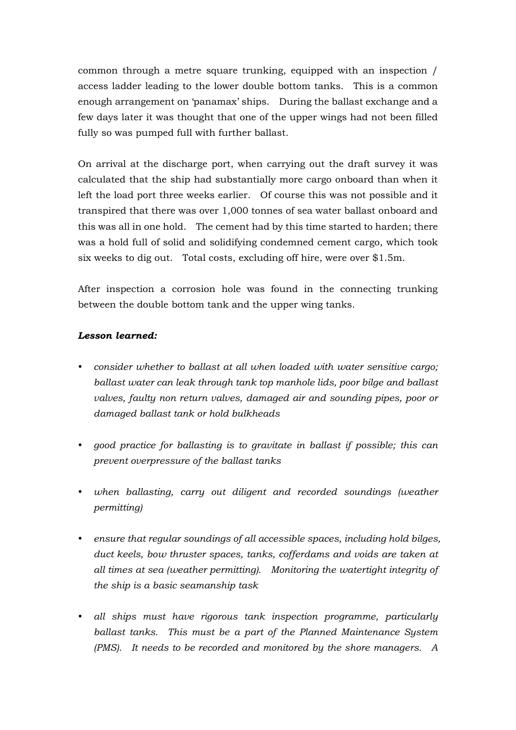common through a metre square trunking, equipped with an inspection / access ladder leading to the lower double bottom tanks. This is a common enough arrangement on 'panamax' ships. During the ballast exchange and a few days later it was thought that one of the upper wings had not been filled fully so was pumped full with further ballast.

On arrival at the discharge port, when carrying out the draft survey it was calculated that the ship had substantially more cargo onboard than when it left the load port three weeks earlier. Of course this was not possible and it transpired that there was over 1,000 tonnes of sea water ballast onboard and this was all in one hold. The cement had by this time started to harden; there was a hold full of solid and solidifying condemned cement cargo, which took six weeks to dig out. Total costs, excluding off hire, were over $1.5m.

After inspection a corrosion hole was found in the connecting trunking between the double bottom tank and the upper wing tanks.

***Lesson learned:***

- *consider whether to ballast at all when loaded with water sensitive cargo; ballast water can leak through tank top manhole lids, poor bilge and ballast valves, faulty non return valves, damaged air and sounding pipes, poor or damaged ballast tank or hold bulkheads*

- *good practice for ballasting is to gravitate in ballast if possible; this can prevent overpressure of the ballast tanks*

- *when ballasting, carry out diligent and recorded soundings (weather permitting)*

- *ensure that regular soundings of all accessible spaces, including hold bilges, duct keels, bow thruster spaces, tanks, cofferdams and voids are taken at all times at sea (weather permitting). Monitoring the watertight integrity of the ship is a basic seamanship task*

- *all ships must have rigorous tank inspection programme, particularly ballast tanks. This must be a part of the Planned Maintenance System (PMS). It needs to be recorded and monitored by the shore managers. A*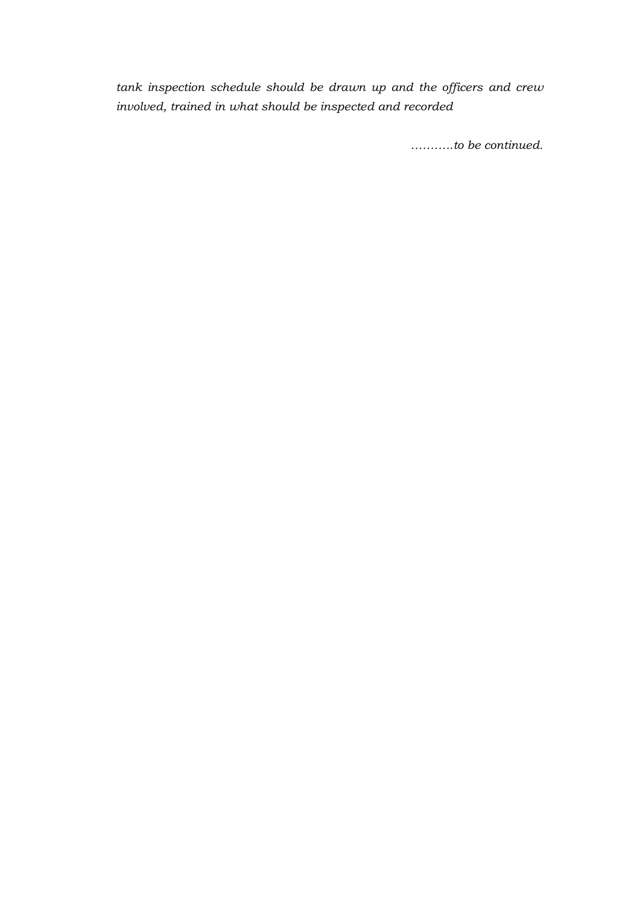*tank inspection schedule should be drawn up and the officers and crew involved, trained in what should be inspected and recorded*

*……….to be continued.*